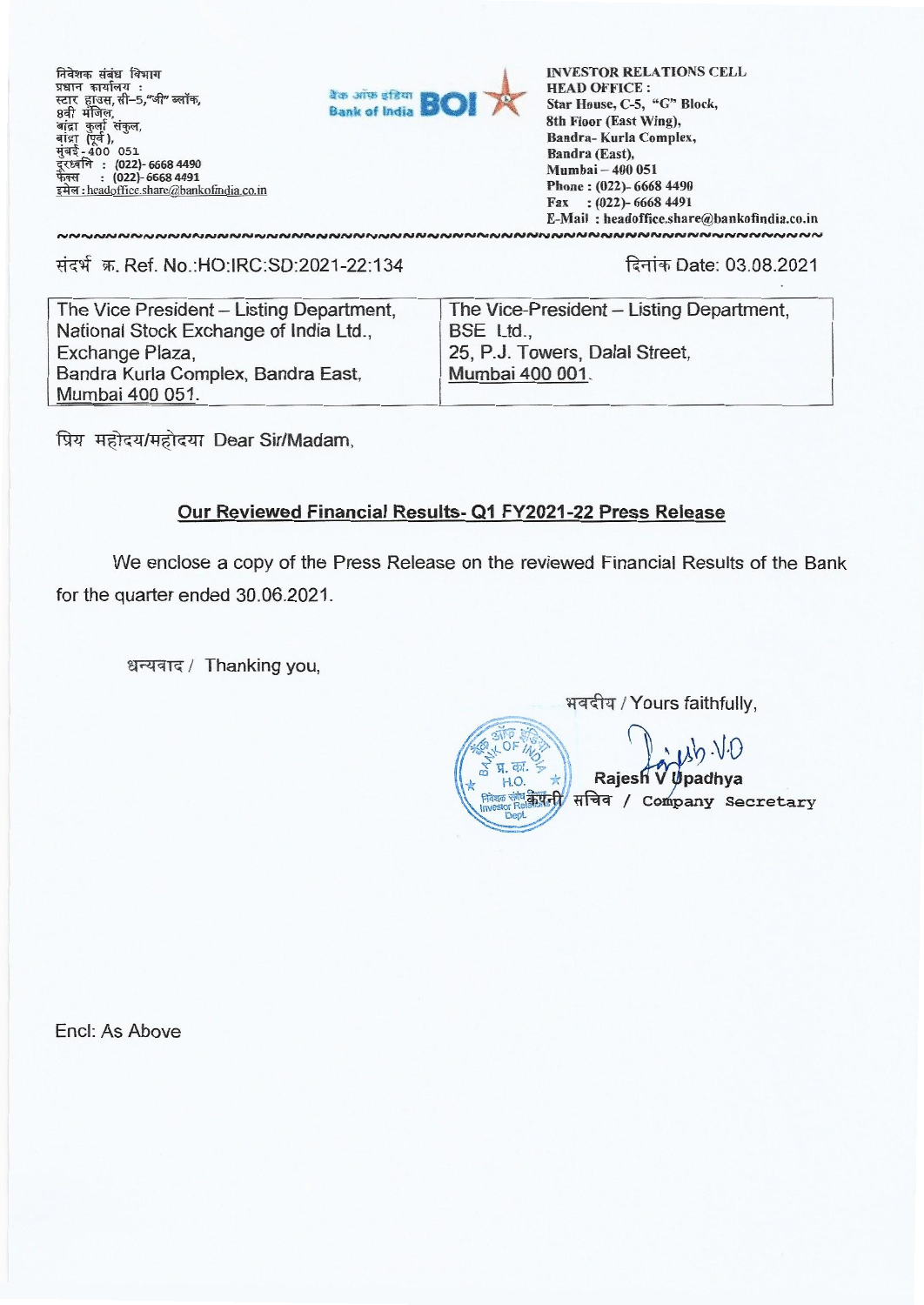निवेशक संबंध विभाग
प्रधान कार्यालय :
स्टार हाउस, सी-5,"जी" ब्लॉक,
8वी मंजिल,
बांद्रा कुर्ला संकुल,
बांद्रा (पूर्व),
मुंबई - 400 051
दूरध्वनि : (022)- 6668 4490
फैक्स : (022)- 6668 4491
इमेल : headoffice.share@bankofindia.co.in

बैंक ऑफ इंडिया Bank of India BOI

**INVESTOR RELATIONS CELL**
**HEAD OFFICE :**
**Star House, C-5, "G" Block,**
**8th Floor (East Wing),**
**Bandra- Kurla Complex,**
**Bandra (East),**
**Mumbai – 400 051**
**Phone : (022)- 6668 4490**
**Fax : (022)- 6668 4491**
**E-Mail : headoffice.share@bankofindia.co.in**

संदर्भ क्र. Ref. No.:HO:IRC:SD:2021-22:134

दिनांक Date: 03.08.2021

| The Vice President – Listing Department, National Stock Exchange of India Ltd., Exchange Plaza, Bandra Kurla Complex, Bandra East, Mumbai 400 051. | The Vice-President – Listing Department, BSE Ltd., 25, P.J. Towers, Dalal Street, Mumbai 400 001. |
|---|---|

प्रिय महोदय/महोदया Dear Sir/Madam,

**Our Reviewed Financial Results- Q1 FY2021-22 Press Release**

We enclose a copy of the Press Release on the reviewed Financial Results of the Bank for the quarter ended 30.06.2021.

धन्यवाद / Thanking you,

भवदीय / Yours faithfully,

**Rajesh V Upadhya**
कंपनी सचिव / Company Secretary

Encl: As Above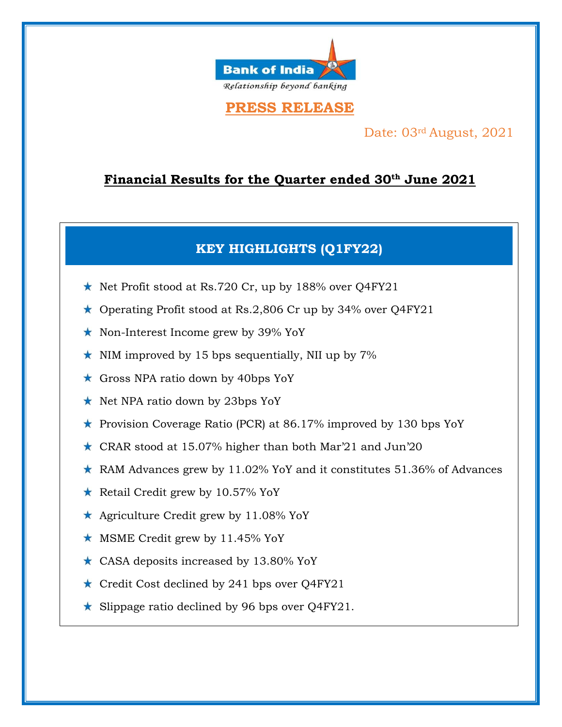Bank of India
*Relationship beyond banking*

# PRESS RELEASE

Date: 03rd August, 2021

## Financial Results for the Quarter ended 30th June 2021

### KEY HIGHLIGHTS (Q1FY22)

- Net Profit stood at Rs.720 Cr, up by 188% over Q4FY21
- Operating Profit stood at Rs.2,806 Cr up by 34% over Q4FY21
- Non-Interest Income grew by 39% YoY
- NIM improved by 15 bps sequentially, NII up by 7%
- Gross NPA ratio down by 40bps YoY
- Net NPA ratio down by 23bps YoY
- Provision Coverage Ratio (PCR) at 86.17% improved by 130 bps YoY
- CRAR stood at 15.07% higher than both Mar'21 and Jun'20
- RAM Advances grew by 11.02% YoY and it constitutes 51.36% of Advances
- Retail Credit grew by 10.57% YoY
- Agriculture Credit grew by 11.08% YoY
- MSME Credit grew by 11.45% YoY
- CASA deposits increased by 13.80% YoY
- Credit Cost declined by 241 bps over Q4FY21
- Slippage ratio declined by 96 bps over Q4FY21.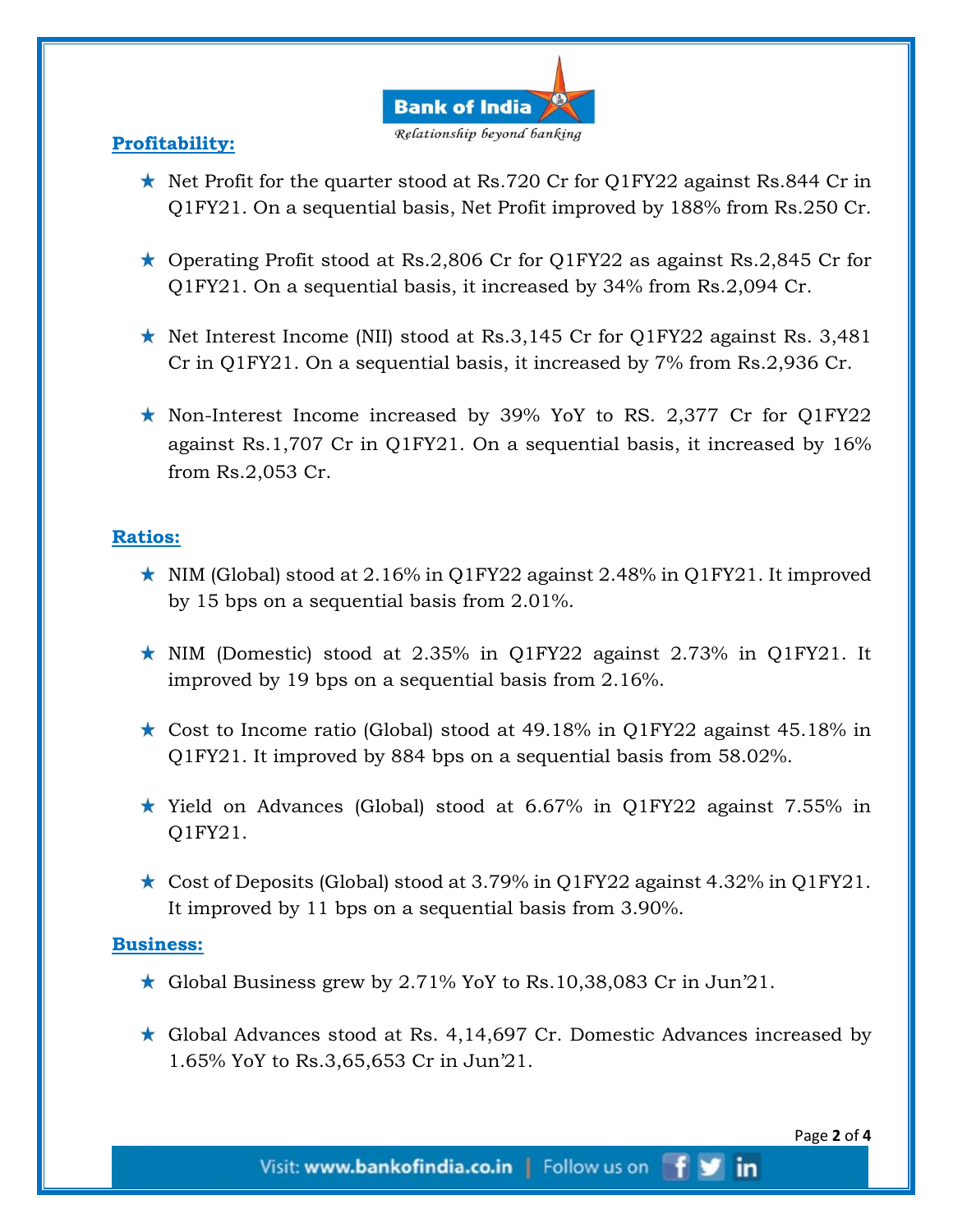**Profitability:**

- Net Profit for the quarter stood at Rs.720 Cr for Q1FY22 against Rs.844 Cr in Q1FY21. On a sequential basis, Net Profit improved by 188% from Rs.250 Cr.

- Operating Profit stood at Rs.2,806 Cr for Q1FY22 as against Rs.2,845 Cr for Q1FY21. On a sequential basis, it increased by 34% from Rs.2,094 Cr.

- Net Interest Income (NII) stood at Rs.3,145 Cr for Q1FY22 against Rs. 3,481 Cr in Q1FY21. On a sequential basis, it increased by 7% from Rs.2,936 Cr.

- Non-Interest Income increased by 39% YoY to RS. 2,377 Cr for Q1FY22 against Rs.1,707 Cr in Q1FY21. On a sequential basis, it increased by 16% from Rs.2,053 Cr.

**Ratios:**

- NIM (Global) stood at 2.16% in Q1FY22 against 2.48% in Q1FY21. It improved by 15 bps on a sequential basis from 2.01%.

- NIM (Domestic) stood at 2.35% in Q1FY22 against 2.73% in Q1FY21. It improved by 19 bps on a sequential basis from 2.16%.

- Cost to Income ratio (Global) stood at 49.18% in Q1FY22 against 45.18% in Q1FY21. It improved by 884 bps on a sequential basis from 58.02%.

- Yield on Advances (Global) stood at 6.67% in Q1FY22 against 7.55% in Q1FY21.

- Cost of Deposits (Global) stood at 3.79% in Q1FY22 against 4.32% in Q1FY21. It improved by 11 bps on a sequential basis from 3.90%.

**Business:**

- Global Business grew by 2.71% YoY to Rs.10,38,083 Cr in Jun'21.

- Global Advances stood at Rs. 4,14,697 Cr. Domestic Advances increased by 1.65% YoY to Rs.3,65,653 Cr in Jun'21.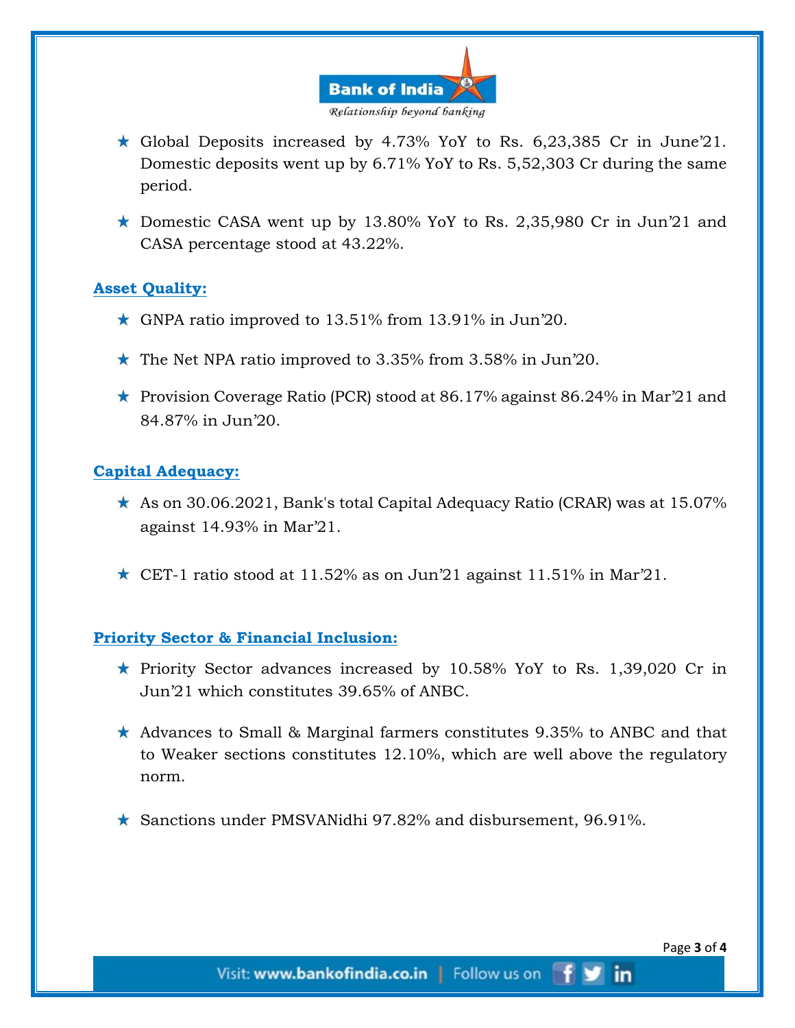- Global Deposits increased by 4.73% YoY to Rs. 6,23,385 Cr in June'21. Domestic deposits went up by 6.71% YoY to Rs. 5,52,303 Cr during the same period.

- Domestic CASA went up by 13.80% YoY to Rs. 2,35,980 Cr in Jun'21 and CASA percentage stood at 43.22%.

## Asset Quality:

- GNPA ratio improved to 13.51% from 13.91% in Jun'20.

- The Net NPA ratio improved to 3.35% from 3.58% in Jun'20.

- Provision Coverage Ratio (PCR) stood at 86.17% against 86.24% in Mar'21 and 84.87% in Jun'20.

## Capital Adequacy:

- As on 30.06.2021, Bank's total Capital Adequacy Ratio (CRAR) was at 15.07% against 14.93% in Mar'21.

- CET-1 ratio stood at 11.52% as on Jun'21 against 11.51% in Mar'21.

## Priority Sector & Financial Inclusion:

- Priority Sector advances increased by 10.58% YoY to Rs. 1,39,020 Cr in Jun'21 which constitutes 39.65% of ANBC.

- Advances to Small & Marginal farmers constitutes 9.35% to ANBC and that to Weaker sections constitutes 12.10%, which are well above the regulatory norm.

- Sanctions under PMSVANidhi 97.82% and disbursement, 96.91%.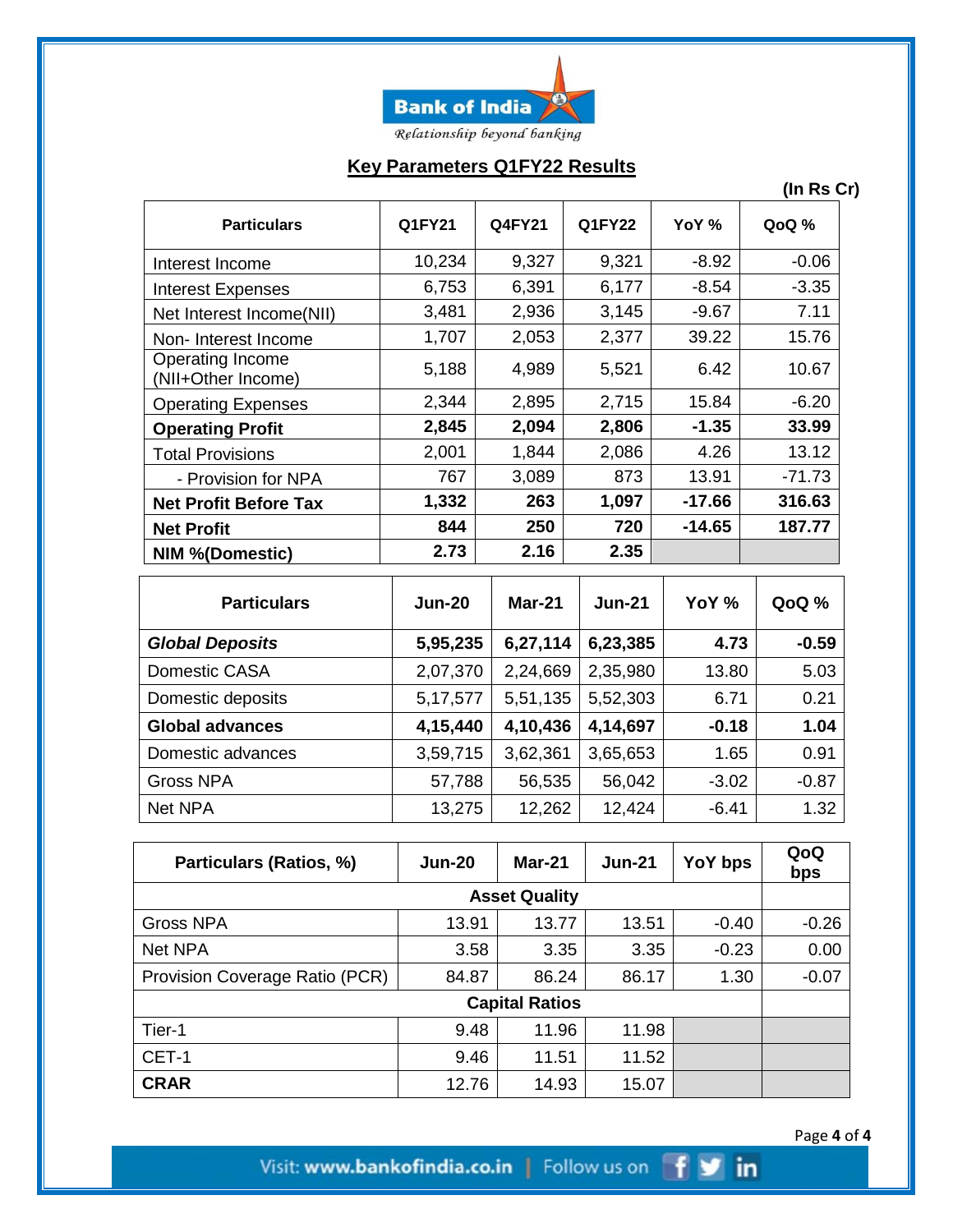Bank of India

Relationship beyond banking

## Key Parameters Q1FY22 Results

(In Rs Cr)

| Particulars | Q1FY21 | Q4FY21 | Q1FY22 | YoY % | QoQ % |
|---|---|---|---|---|---|
| Interest Income | 10,234 | 9,327 | 9,321 | -8.92 | -0.06 |
| Interest Expenses | 6,753 | 6,391 | 6,177 | -8.54 | -3.35 |
| Net Interest Income(NII) | 3,481 | 2,936 | 3,145 | -9.67 | 7.11 |
| Non- Interest Income | 1,707 | 2,053 | 2,377 | 39.22 | 15.76 |
| Operating Income (NII+Other Income) | 5,188 | 4,989 | 5,521 | 6.42 | 10.67 |
| Operating Expenses | 2,344 | 2,895 | 2,715 | 15.84 | -6.20 |
| **Operating Profit** | **2,845** | **2,094** | **2,806** | **-1.35** | **33.99** |
| Total Provisions | 2,001 | 1,844 | 2,086 | 4.26 | 13.12 |
| - Provision for NPA | 767 | 3,089 | 873 | 13.91 | -71.73 |
| **Net Profit Before Tax** | **1,332** | **263** | **1,097** | **-17.66** | **316.63** |
| **Net Profit** | **844** | **250** | **720** | **-14.65** | **187.77** |
| **NIM %(Domestic)** | **2.73** | **2.16** | **2.35** | | |

| Particulars | Jun-20 | Mar-21 | Jun-21 | YoY % | QoQ % |
|---|---|---|---|---|---|
| ***Global Deposits*** | **5,95,235** | **6,27,114** | **6,23,385** | **4.73** | **-0.59** |
| Domestic CASA | 2,07,370 | 2,24,669 | 2,35,980 | 13.80 | 5.03 |
| Domestic deposits | 5,17,577 | 5,51,135 | 5,52,303 | 6.71 | 0.21 |
| **Global advances** | **4,15,440** | **4,10,436** | **4,14,697** | **-0.18** | **1.04** |
| Domestic advances | 3,59,715 | 3,62,361 | 3,65,653 | 1.65 | 0.91 |
| Gross NPA | 57,788 | 56,535 | 56,042 | -3.02 | -0.87 |
| Net NPA | 13,275 | 12,262 | 12,424 | -6.41 | 1.32 |

| Particulars (Ratios, %) | Jun-20 | Mar-21 | Jun-21 | YoY bps | QoQ bps |
|---|---|---|---|---|---|
| **Asset Quality** | | | | | |
| Gross NPA | 13.91 | 13.77 | 13.51 | -0.40 | -0.26 |
| Net NPA | 3.58 | 3.35 | 3.35 | -0.23 | 0.00 |
| Provision Coverage Ratio (PCR) | 84.87 | 86.24 | 86.17 | 1.30 | -0.07 |
| **Capital Ratios** | | | | | |
| Tier-1 | 9.48 | 11.96 | 11.98 | | |
| CET-1 | 9.46 | 11.51 | 11.52 | | |
| **CRAR** | 12.76 | 14.93 | 15.07 | | |

Visit: www.bankofindia.co.in | Follow us on